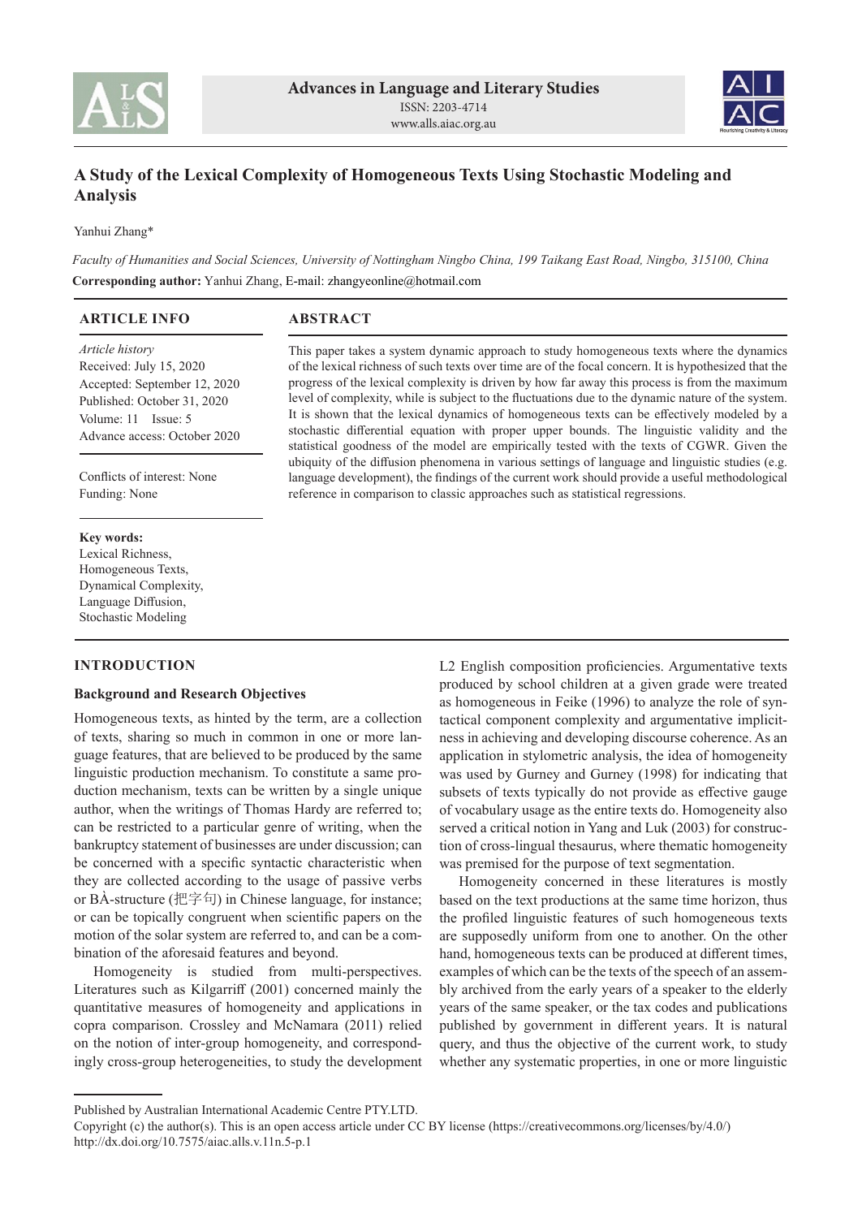# A Study of the Lexical Complexity of Homogeneous Texts Using Stochastic Modeling and Analysis

Yanhui Zhang*

*Faculty of Humanities and Social Sciences, University of Nottingham Ningbo China, 199 Taikang East Road, Ningbo, 315100, China*

**Corresponding author:** Yanhui Zhang, E-mail: zhangyeonline@hotmail.com

## ARTICLE INFO

*Article history*
Received: July 15, 2020
Accepted: September 12, 2020
Published: October 31, 2020
Volume: 11 Issue: 5
Advance access: October 2020

Conflicts of interest: None
Funding: None

**Key words:**
Lexical Richness,
Homogeneous Texts,
Dynamical Complexity,
Language Diffusion,
Stochastic Modeling

## ABSTRACT

This paper takes a system dynamic approach to study homogeneous texts where the dynamics of the lexical richness of such texts over time are of the focal concern. It is hypothesized that the progress of the lexical complexity is driven by how far away this process is from the maximum level of complexity, while is subject to the fluctuations due to the dynamic nature of the system. It is shown that the lexical dynamics of homogeneous texts can be effectively modeled by a stochastic differential equation with proper upper bounds. The linguistic validity and the statistical goodness of the model are empirically tested with the texts of CGWR. Given the ubiquity of the diffusion phenomena in various settings of language and linguistic studies (e.g. language development), the findings of the current work should provide a useful methodological reference in comparison to classic approaches such as statistical regressions.

## INTRODUCTION

### Background and Research Objectives

Homogeneous texts, as hinted by the term, are a collection of texts, sharing so much in common in one or more language features, that are believed to be produced by the same linguistic production mechanism. To constitute a same production mechanism, texts can be written by a single unique author, when the writings of Thomas Hardy are referred to; can be restricted to a particular genre of writing, when the bankruptcy statement of businesses are under discussion; can be concerned with a specific syntactic characteristic when they are collected according to the usage of passive verbs or BÀ-structure (把字句) in Chinese language, for instance; or can be topically congruent when scientific papers on the motion of the solar system are referred to, and can be a combination of the aforesaid features and beyond.

Homogeneity is studied from multi-perspectives. Literatures such as Kilgarriff (2001) concerned mainly the quantitative measures of homogeneity and applications in copra comparison. Crossley and McNamara (2011) relied on the notion of inter-group homogeneity, and correspondingly cross-group heterogeneities, to study the development L2 English composition proficiencies. Argumentative texts produced by school children at a given grade were treated as homogeneous in Feike (1996) to analyze the role of syntactical component complexity and argumentative implicitness in achieving and developing discourse coherence. As an application in stylometric analysis, the idea of homogeneity was used by Gurney and Gurney (1998) for indicating that subsets of texts typically do not provide as effective gauge of vocabulary usage as the entire texts do. Homogeneity also served a critical notion in Yang and Luk (2003) for construction of cross-lingual thesaurus, where thematic homogeneity was premised for the purpose of text segmentation.

Homogeneity concerned in these literatures is mostly based on the text productions at the same time horizon, thus the profiled linguistic features of such homogeneous texts are supposedly uniform from one to another. On the other hand, homogeneous texts can be produced at different times, examples of which can be the texts of the speech of an assembly archived from the early years of a speaker to the elderly years of the same speaker, or the tax codes and publications published by government in different years. It is natural query, and thus the objective of the current work, to study whether any systematic properties, in one or more linguistic

Published by Australian International Academic Centre PTY.LTD.
Copyright (c) the author(s). This is an open access article under CC BY license (https://creativecommons.org/licenses/by/4.0/)
http://dx.doi.org/10.7575/aiac.alls.v.11n.5-p.1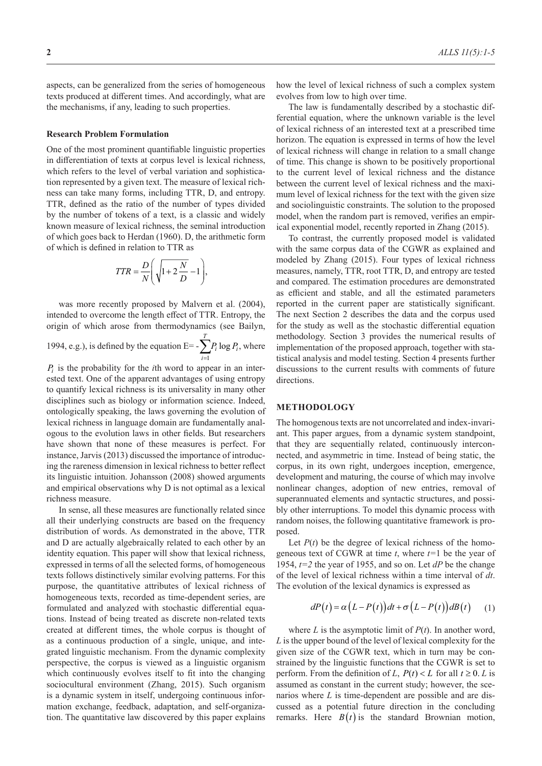aspects, can be generalized from the series of homogeneous texts produced at different times. And accordingly, what are the mechanisms, if any, leading to such properties.

### Research Problem Formulation

One of the most prominent quantifiable linguistic properties in differentiation of texts at corpus level is lexical richness, which refers to the level of verbal variation and sophistication represented by a given text. The measure of lexical richness can take many forms, including TTR, D, and entropy. TTR, defined as the ratio of the number of types divided by the number of tokens of a text, is a classic and widely known measure of lexical richness, the seminal introduction of which goes back to Herdan (1960). D, the arithmetic form of which is defined in relation to TTR as

$$TTR = \frac{D}{N}\left(\sqrt{1+2\frac{N}{D}}-1\right),$$

was more recently proposed by Malvern et al. (2004), intended to overcome the length effect of TTR. Entropy, the origin of which arose from thermodynamics (see Bailyn, 1994, e.g.), is defined by the equation $E = -\sum_{i=1}^{T} P_i \log P_i$, where $P_i$ is the probability for the $i$th word to appear in an interested text. One of the apparent advantages of using entropy to quantify lexical richness is its universality in many other disciplines such as biology or information science. Indeed, ontologically speaking, the laws governing the evolution of lexical richness in language domain are fundamentally analogous to the evolution laws in other fields. But researchers have shown that none of these measures is perfect. For instance, Jarvis (2013) discussed the importance of introducing the rareness dimension in lexical richness to better reflect its linguistic intuition. Johansson (2008) showed arguments and empirical observations why D is not optimal as a lexical richness measure.

In sense, all these measures are functionally related since all their underlying constructs are based on the frequency distribution of words. As demonstrated in the above, TTR and D are actually algebraically related to each other by an identity equation. This paper will show that lexical richness, expressed in terms of all the selected forms, of homogeneous texts follows distinctively similar evolving patterns. For this purpose, the quantitative attributes of lexical richness of homogeneous texts, recorded as time-dependent series, are formulated and analyzed with stochastic differential equations. Instead of being treated as discrete non-related texts created at different times, the whole corpus is thought of as a continuous production of a single, unique, and integrated linguistic mechanism. From the dynamic complexity perspective, the corpus is viewed as a linguistic organism which continuously evolves itself to fit into the changing sociocultural environment (Zhang, 2015). Such organism is a dynamic system in itself, undergoing continuous information exchange, feedback, adaptation, and self-organization. The quantitative law discovered by this paper explains how the level of lexical richness of such a complex system evolves from low to high over time.

The law is fundamentally described by a stochastic differential equation, where the unknown variable is the level of lexical richness of an interested text at a prescribed time horizon. The equation is expressed in terms of how the level of lexical richness will change in relation to a small change of time. This change is shown to be positively proportional to the current level of lexical richness and the distance between the current level of lexical richness and the maximum level of lexical richness for the text with the given size and sociolinguistic constraints. The solution to the proposed model, when the random part is removed, verifies an empirical exponential model, recently reported in Zhang (2015).

To contrast, the currently proposed model is validated with the same corpus data of the CGWR as explained and modeled by Zhang (2015). Four types of lexical richness measures, namely, TTR, root TTR, D, and entropy are tested and compared. The estimation procedures are demonstrated as efficient and stable, and all the estimated parameters reported in the current paper are statistically significant. The next Section 2 describes the data and the corpus used for the study as well as the stochastic differential equation methodology. Section 3 provides the numerical results of implementation of the proposed approach, together with statistical analysis and model testing. Section 4 presents further discussions to the current results with comments of future directions.

## METHODOLOGY

The homogenous texts are not uncorrelated and index-invariant. This paper argues, from a dynamic system standpoint, that they are sequentially related, continuously interconnected, and asymmetric in time. Instead of being static, the corpus, in its own right, undergoes inception, emergence, development and maturing, the course of which may involve nonlinear changes, adoption of new entries, removal of superannuated elements and syntactic structures, and possibly other interruptions. To model this dynamic process with random noises, the following quantitative framework is proposed.

Let $P(t)$ be the degree of lexical richness of the homogeneous text of CGWR at time $t$, where $t=1$ be the year of 1954, $t=2$ the year of 1955, and so on. Let $dP$ be the change of the level of the lexical richness within a time interval of $dt$. The evolution of the lexical dynamics is expressed as

$$dP(t) = \alpha\left(L - P(t)\right)dt + \sigma\left(L - P(t)\right)dB(t) \qquad (1)$$

where $L$ is the asymptotic limit of $P(t)$. In another word, $L$ is the upper bound of the level of lexical complexity for the given size of the CGWR text, which in turn may be constrained by the linguistic functions that the CGWR is set to perform. From the definition of $L$, $P(t) < L$ for all $t \geq 0$. $L$ is assumed as constant in the current study; however, the scenarios where $L$ is time-dependent are possible and are discussed as a potential future direction in the concluding remarks. Here $B(t)$ is the standard Brownian motion,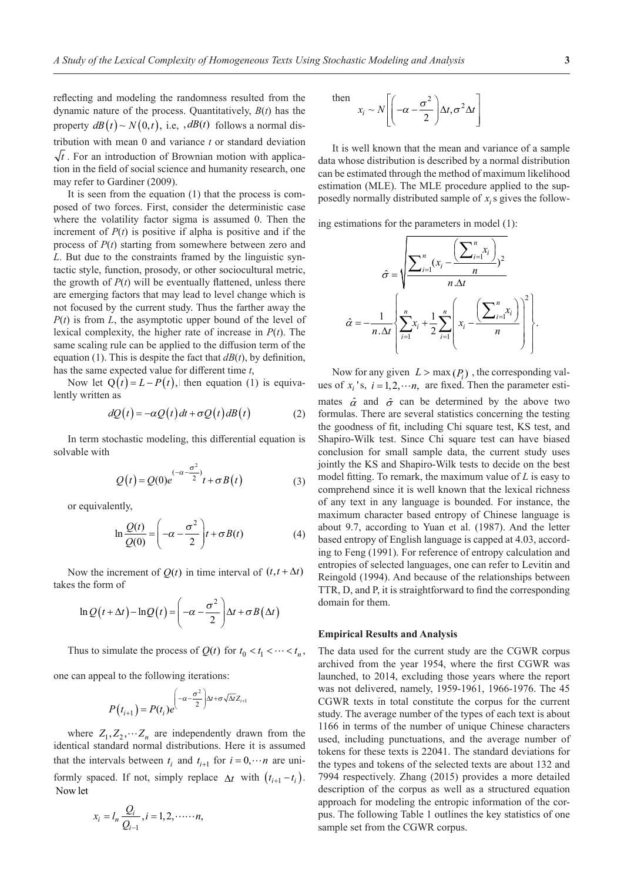reflecting and modeling the randomness resulted from the dynamic nature of the process. Quantitatively, $B(t)$ has the property $dB(t) \sim N(0,t)$, i.e, $dB(t)$ follows a normal distribution with mean 0 and variance $t$ or standard deviation $\sqrt{t}$. For an introduction of Brownian motion with application in the field of social science and humanity research, one may refer to Gardiner (2009).

It is seen from the equation (1) that the process is composed of two forces. First, consider the deterministic case where the volatility factor sigma is assumed 0. Then the increment of $P(t)$ is positive if alpha is positive and if the process of $P(t)$ starting from somewhere between zero and $L$. But due to the constraints framed by the linguistic syntactic style, function, prosody, or other sociocultural metric, the growth of $P(t)$ will be eventually flattened, unless there are emerging factors that may lead to level change which is not focused by the current study. Thus the farther away the $P(t)$ is from $L$, the asymptotic upper bound of the level of lexical complexity, the higher rate of increase in $P(t)$. The same scaling rule can be applied to the diffusion term of the equation (1). This is despite the fact that $dB(t)$, by definition, has the same expected value for different time $t$,

Now let $Q(t) = L - P(t)$, then equation (1) is equivalently written as

$$dQ(t) = -\alpha Q(t)\,dt + \sigma Q(t)\,dB(t) \tag{2}$$

In term stochastic modeling, this differential equation is solvable with

$$Q(t) = Q(0)e^{(-\alpha - \frac{\sigma^2}{2})t + \sigma B(t)} \tag{3}$$

or equivalently,

$$\ln \frac{Q(t)}{Q(0)} = \left(-\alpha - \frac{\sigma^2}{2}\right)t + \sigma B(t) \tag{4}$$

Now the increment of $Q(t)$ in time interval of $(t, t+\Delta t)$ takes the form of

$$\ln Q(t+\Delta t) - \ln Q(t) = \left(-\alpha - \frac{\sigma^2}{2}\right)\Delta t + \sigma B(\Delta t)$$

Thus to simulate the process of $Q(t)$ for $t_0 < t_1 < \cdots < t_n$, one can appeal to the following iterations:

$$P(t_{i+1}) = P(t_i)e^{\left(-\alpha - \frac{\sigma^2}{2}\right)\Delta t + \sigma\sqrt{\Delta t}Z_{i+1}}$$

where $Z_1, Z_2, \cdots Z_n$ are independently drawn from the identical standard normal distributions. Here it is assumed that the intervals between $t_i$ and $t_{i+1}$ for $i = 0, \cdots n$ are uniformly spaced. If not, simply replace $\Delta t$ with $(t_{i+1} - t_i)$. Now let

$$x_i = l_n \frac{Q_i}{Q_{i-1}}, i = 1, 2, \cdots\cdots n,$$

then

$$x_i \sim N\left[\left(-\alpha - \frac{\sigma^2}{2}\right)\Delta t, \sigma^2 \Delta t\right]$$

It is well known that the mean and variance of a sample data whose distribution is described by a normal distribution can be estimated through the method of maximum likelihood estimation (MLE). The MLE procedure applied to the supposedly normally distributed sample of $x_i$s gives the following estimations for the parameters in model (1):

$$\hat{\sigma} = \sqrt{\frac{\sum_{i=1}^{n}\left(x_i - \frac{\left(\sum_{i=1}^{n} x_i\right)}{n}\right)^2}{n.\Delta t}}$$

$$\hat{\alpha} = -\frac{1}{n.\Delta t}\left\{\sum_{i=1}^{n} x_i + \frac{1}{2}\sum_{i=1}^{n}\left(x_i - \frac{\left(\sum_{i=1}^{n} x_i\right)}{n}\right)^2\right\}.$$

Now for any given $L > \max(P_i)$, the corresponding values of $x_i$'s, $i = 1, 2, \cdots n$, are fixed. Then the parameter estimates $\hat{\alpha}$ and $\hat{\sigma}$ can be determined by the above two formulas. There are several statistics concerning the testing the goodness of fit, including Chi square test, KS test, and Shapiro-Wilk test. Since Chi square test can have biased conclusion for small sample data, the current study uses jointly the KS and Shapiro-Wilk tests to decide on the best model fitting. To remark, the maximum value of $L$ is easy to comprehend since it is well known that the lexical richness of any text in any language is bounded. For instance, the maximum character based entropy of Chinese language is about 9.7, according to Yuan et al. (1987). And the letter based entropy of English language is capped at 4.03, according to Feng (1991). For reference of entropy calculation and entropies of selected languages, one can refer to Levitin and Reingold (1994). And because of the relationships between TTR, D, and P, it is straightforward to find the corresponding domain for them.

### Empirical Results and Analysis

The data used for the current study are the CGWR corpus archived from the year 1954, where the first CGWR was launched, to 2014, excluding those years where the report was not delivered, namely, 1959-1961, 1966-1976. The 45 CGWR texts in total constitute the corpus for the current study. The average number of the types of each text is about 1166 in terms of the number of unique Chinese characters used, including punctuations, and the average number of tokens for these texts is 22041. The standard deviations for the types and tokens of the selected texts are about 132 and 7994 respectively. Zhang (2015) provides a more detailed description of the corpus as well as a structured equation approach for modeling the entropic information of the corpus. The following Table 1 outlines the key statistics of one sample set from the CGWR corpus.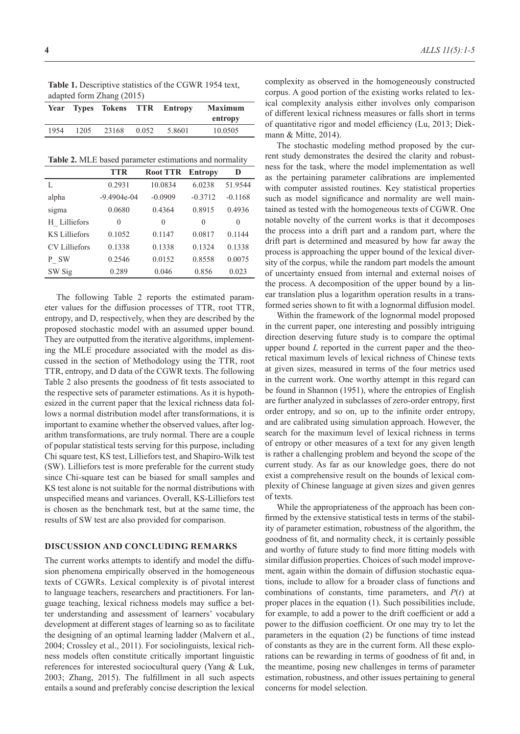**Table 1.** Descriptive statistics of the CGWR 1954 text, adapted form Zhang (2015)

| Year | Types | Tokens | TTR | Entropy | Maximum entropy |
|---|---|---|---|---|---|
| 1954 | 1205 | 23168 | 0.052 | 5.8601 | 10.0505 |

**Table 2.** MLE based parameter estimations and normality

| | TTR | Root TTR | Entropy | D |
|---|---|---|---|---|
| L | 0.2931 | 10.0834 | 6.0238 | 51.9544 |
| alpha | -9.4904e-04 | -0.0909 | -0.3712 | -0.1168 |
| sigma | 0.0680 | 0.4364 | 0.8915 | 0.4936 |
| H_ Lilliefors | 0 | 0 | 0 | 0 |
| KS Lilliefors | 0.1052 | 0.1147 | 0.0817 | 0.1144 |
| CV Lilliefors | 0.1338 | 0.1338 | 0.1324 | 0.1338 |
| P_ SW | 0.2546 | 0.0152 | 0.8558 | 0.0075 |
| SW Sig | 0.289 | 0.046 | 0.856 | 0.023 |

The following Table 2 reports the estimated parameter values for the diffusion processes of TTR, root TTR, entropy, and D, respectively, when they are described by the proposed stochastic model with an assumed upper bound. They are outputted from the iterative algorithms, implementing the MLE procedure associated with the model as discussed in the section of Methodology using the TTR, root TTR, entropy, and D data of the CGWR texts. The following Table 2 also presents the goodness of fit tests associated to the respective sets of parameter estimations. As it is hypothesized in the current paper that the lexical richness data follows a normal distribution model after transformations, it is important to examine whether the observed values, after logarithm transformations, are truly normal. There are a couple of popular statistical tests serving for this purpose, including Chi square test, KS test, Lilliefors test, and Shapiro-Wilk test (SW). Lilliefors test is more preferable for the current study since Chi-square test can be biased for small samples and KS test alone is not suitable for the normal distributions with unspecified means and variances. Overall, KS-Lilliefors test is chosen as the benchmark test, but at the same time, the results of SW test are also provided for comparison.

## DISCUSSION AND CONCLUDING REMARKS

The current works attempts to identify and model the diffusion phenomena empirically observed in the homogeneous texts of CGWRs. Lexical complexity is of pivotal interest to language teachers, researchers and practitioners. For language teaching, lexical richness models may suffice a better understanding and assessment of learners' vocabulary development at different stages of learning so as to facilitate the designing of an optimal learning ladder (Malvern et al., 2004; Crossley et al., 2011). For sociolinguists, lexical richness models often constitute critically important linguistic references for interested sociocultural query (Yang & Luk, 2003; Zhang, 2015). The fulfillment in all such aspects entails a sound and preferably concise description the lexical complexity as observed in the homogeneously constructed corpus. A good portion of the existing works related to lexical complexity analysis either involves only comparison of different lexical richness measures or falls short in terms of quantitative rigor and model efficiency (Lu, 2013; Diekmann & Mitte, 2014).

The stochastic modeling method proposed by the current study demonstrates the desired the clarity and robustness for the task, where the model implementation as well as the pertaining parameter calibrations are implemented with computer assisted routines. Key statistical properties such as model significance and normality are well maintained as tested with the homogeneous texts of CGWR. One notable novelty of the current works is that it decomposes the process into a drift part and a random part, where the drift part is determined and measured by how far away the process is approaching the upper bound of the lexical diversity of the corpus, while the random part models the amount of uncertainty ensued from internal and external noises of the process. A decomposition of the upper bound by a linear translation plus a logarithm operation results in a transformed series shown to fit with a lognormal diffusion model.

Within the framework of the lognormal model proposed in the current paper, one interesting and possibly intriguing direction deserving future study is to compare the optimal upper bound $L$ reported in the current paper and the theoretical maximum levels of lexical richness of Chinese texts at given sizes, measured in terms of the four metrics used in the current work. One worthy attempt in this regard can be found in Shannon (1951), where the entropies of English are further analyzed in subclasses of zero-order entropy, first order entropy, and so on, up to the infinite order entropy, and are calibrated using simulation approach. However, the search for the maximum level of lexical richness in terms of entropy or other measures of a text for any given length is rather a challenging problem and beyond the scope of the current study. As far as our knowledge goes, there do not exist a comprehensive result on the bounds of lexical complexity of Chinese language at given sizes and given genres of texts.

While the appropriateness of the approach has been confirmed by the extensive statistical tests in terms of the stability of parameter estimation, robustness of the algorithm, the goodness of fit, and normality check, it is certainly possible and worthy of future study to find more fitting models with similar diffusion properties. Choices of such model improvement, again within the domain of diffusion stochastic equations, include to allow for a broader class of functions and combinations of constants, time parameters, and $P(t)$ at proper places in the equation (1). Such possibilities include, for example, to add a power to the drift coefficient or add a power to the diffusion coefficient. Or one may try to let the parameters in the equation (2) be functions of time instead of constants as they are in the current form. All these explorations can be rewarding in terms of goodness of fit and, in the meantime, posing new challenges in terms of parameter estimation, robustness, and other issues pertaining to general concerns for model selection.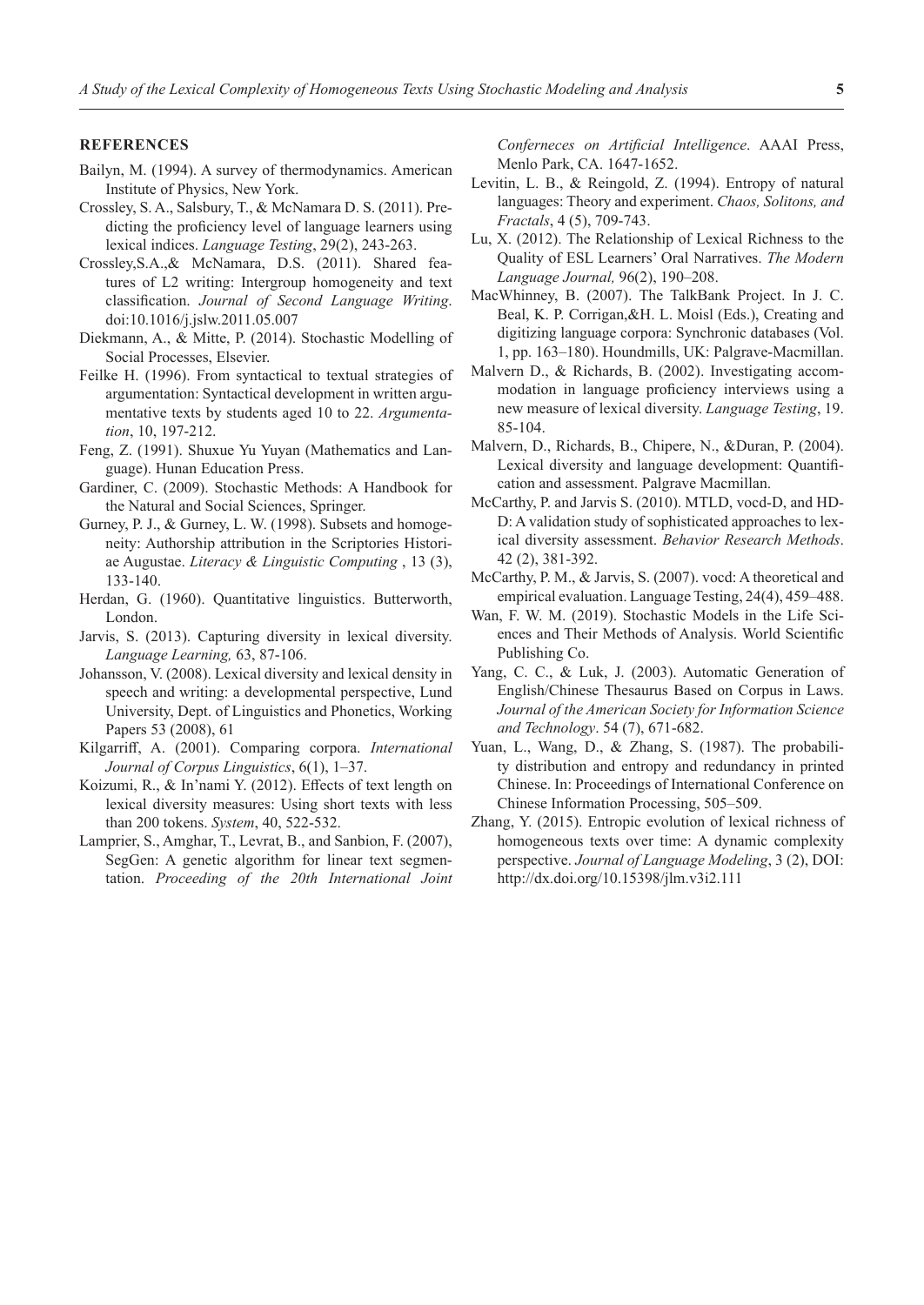## REFERENCES

Bailyn, M. (1994). A survey of thermodynamics. American Institute of Physics, New York.

Crossley, S. A., Salsbury, T., & McNamara D. S. (2011). Predicting the proficiency level of language learners using lexical indices. *Language Testing*, 29(2), 243-263.

Crossley,S.A.,& McNamara, D.S. (2011). Shared features of L2 writing: Intergroup homogeneity and text classification. *Journal of Second Language Writing*. doi:10.1016/j.jslw.2011.05.007

Diekmann, A., & Mitte, P. (2014). Stochastic Modelling of Social Processes, Elsevier.

Feilke H. (1996). From syntactical to textual strategies of argumentation: Syntactical development in written argumentative texts by students aged 10 to 22. *Argumentation*, 10, 197-212.

Feng, Z. (1991). Shuxue Yu Yuyan (Mathematics and Language). Hunan Education Press.

Gardiner, C. (2009). Stochastic Methods: A Handbook for the Natural and Social Sciences, Springer.

Gurney, P. J., & Gurney, L. W. (1998). Subsets and homogeneity: Authorship attribution in the Scriptories Historiae Augustae. *Literacy & Linguistic Computing* , 13 (3), 133-140.

Herdan, G. (1960). Quantitative linguistics. Butterworth, London.

Jarvis, S. (2013). Capturing diversity in lexical diversity. *Language Learning,* 63, 87-106.

Johansson, V. (2008). Lexical diversity and lexical density in speech and writing: a developmental perspective, Lund University, Dept. of Linguistics and Phonetics, Working Papers 53 (2008), 61

Kilgarriff, A. (2001). Comparing corpora. *International Journal of Corpus Linguistics*, 6(1), 1–37.

Koizumi, R., & In'nami Y. (2012). Effects of text length on lexical diversity measures: Using short texts with less than 200 tokens. *System*, 40, 522-532.

Lamprier, S., Amghar, T., Levrat, B., and Sanbion, F. (2007), SegGen: A genetic algorithm for linear text segmentation. *Proceeding of the 20th International Joint Conferneces on Artificial Intelligence*. AAAI Press, Menlo Park, CA. 1647-1652.

Levitin, L. B., & Reingold, Z. (1994). Entropy of natural languages: Theory and experiment. *Chaos, Solitons, and Fractals*, 4 (5), 709-743.

Lu, X. (2012). The Relationship of Lexical Richness to the Quality of ESL Learners' Oral Narratives. *The Modern Language Journal,* 96(2), 190–208.

MacWhinney, B. (2007). The TalkBank Project. In J. C. Beal, K. P. Corrigan,&H. L. Moisl (Eds.), Creating and digitizing language corpora: Synchronic databases (Vol. 1, pp. 163–180). Houndmills, UK: Palgrave-Macmillan.

Malvern D., & Richards, B. (2002). Investigating accommodation in language proficiency interviews using a new measure of lexical diversity. *Language Testing*, 19. 85-104.

Malvern, D., Richards, B., Chipere, N., &Duran, P. (2004). Lexical diversity and language development: Quantification and assessment. Palgrave Macmillan.

McCarthy, P. and Jarvis S. (2010). MTLD, vocd-D, and HD-D: A validation study of sophisticated approaches to lexical diversity assessment. *Behavior Research Methods*. 42 (2), 381-392.

McCarthy, P. M., & Jarvis, S. (2007). vocd: A theoretical and empirical evaluation. Language Testing, 24(4), 459–488.

Wan, F. W. M. (2019). Stochastic Models in the Life Sciences and Their Methods of Analysis. World Scientific Publishing Co.

Yang, C. C., & Luk, J. (2003). Automatic Generation of English/Chinese Thesaurus Based on Corpus in Laws. *Journal of the American Society for Information Science and Technology*. 54 (7), 671-682.

Yuan, L., Wang, D., & Zhang, S. (1987). The probability distribution and entropy and redundancy in printed Chinese. In: Proceedings of International Conference on Chinese Information Processing, 505–509.

Zhang, Y. (2015). Entropic evolution of lexical richness of homogeneous texts over time: A dynamic complexity perspective. *Journal of Language Modeling*, 3 (2), DOI: http://dx.doi.org/10.15398/jlm.v3i2.111